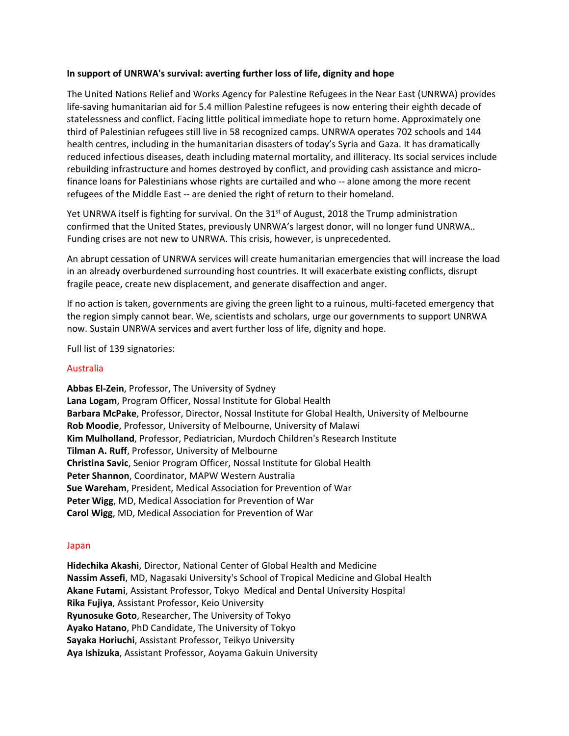**In support of UNRWA's survival: averting further loss of life, dignity and hope**

The United Nations Relief and Works Agency for Palestine Refugees in the Near East (UNRWA) provides life-saving humanitarian aid for 5.4 million Palestine refugees is now entering their eighth decade of statelessness and conflict. Facing little political immediate hope to return home. Approximately one third of Palestinian refugees still live in 58 recognized camps. UNRWA operates 702 schools and 144 health centres, including in the humanitarian disasters of today's Syria and Gaza. It has dramatically reduced infectious diseases, death including maternal mortality, and illiteracy. Its social services include rebuilding infrastructure and homes destroyed by conflict, and providing cash assistance and micro-finance loans for Palestinians whose rights are curtailed and who -- alone among the more recent refugees of the Middle East -- are denied the right of return to their homeland.

Yet UNRWA itself is fighting for survival. On the 31st of August, 2018 the Trump administration confirmed that the United States, previously UNRWA's largest donor, will no longer fund UNRWA.. Funding crises are not new to UNRWA. This crisis, however, is unprecedented.

An abrupt cessation of UNRWA services will create humanitarian emergencies that will increase the load in an already overburdened surrounding host countries. It will exacerbate existing conflicts, disrupt fragile peace, create new displacement, and generate disaffection and anger.

If no action is taken, governments are giving the green light to a ruinous, multi-faceted emergency that the region simply cannot bear. We, scientists and scholars, urge our governments to support UNRWA now. Sustain UNRWA services and avert further loss of life, dignity and hope.

Full list of 139 signatories:

## Australia

**Abbas El-Zein**, Professor, The University of Sydney
**Lana Logam**, Program Officer, Nossal Institute for Global Health
**Barbara McPake**, Professor, Director, Nossal Institute for Global Health, University of Melbourne
**Rob Moodie**, Professor, University of Melbourne, University of Malawi
**Kim Mulholland**, Professor, Pediatrician, Murdoch Children's Research Institute
**Tilman A. Ruff**, Professor, University of Melbourne
**Christina Savic**, Senior Program Officer, Nossal Institute for Global Health
**Peter Shannon**, Coordinator, MAPW Western Australia
**Sue Wareham**, President, Medical Association for Prevention of War
**Peter Wigg**, MD, Medical Association for Prevention of War
**Carol Wigg**, MD, Medical Association for Prevention of War

## Japan

**Hidechika Akashi**, Director, National Center of Global Health and Medicine
**Nassim Assefi**, MD, Nagasaki University's School of Tropical Medicine and Global Health
**Akane Futami**, Assistant Professor, Tokyo Medical and Dental University Hospital
**Rika Fujiya**, Assistant Professor, Keio University
**Ryunosuke Goto**, Researcher, The University of Tokyo
**Ayako Hatano**, PhD Candidate, The University of Tokyo
**Sayaka Horiuchi**, Assistant Professor, Teikyo University
**Aya Ishizuka**, Assistant Professor, Aoyama Gakuin University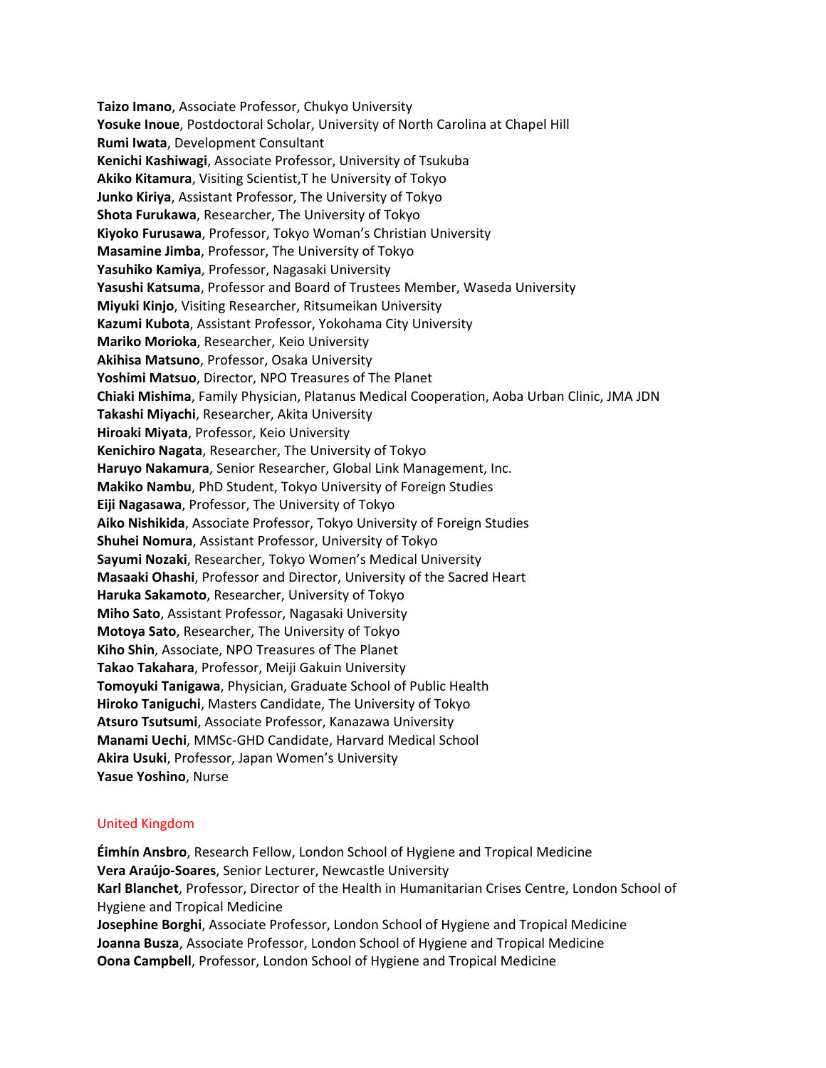**Taizo Imano**, Associate Professor, Chukyo University
**Yosuke Inoue**, Postdoctoral Scholar, University of North Carolina at Chapel Hill
**Rumi Iwata**, Development Consultant
**Kenichi Kashiwagi**, Associate Professor, University of Tsukuba
**Akiko Kitamura**, Visiting Scientist,T he University of Tokyo
**Junko Kiriya**, Assistant Professor, The University of Tokyo
**Shota Furukawa**, Researcher, The University of Tokyo
**Kiyoko Furusawa**, Professor, Tokyo Woman's Christian University
**Masamine Jimba**, Professor, The University of Tokyo
**Yasuhiko Kamiya**, Professor, Nagasaki University
**Yasushi Katsuma**, Professor and Board of Trustees Member, Waseda University
**Miyuki Kinjo**, Visiting Researcher, Ritsumeikan University
**Kazumi Kubota**, Assistant Professor, Yokohama City University
**Mariko Morioka**, Researcher, Keio University
**Akihisa Matsuno**, Professor, Osaka University
**Yoshimi Matsuo**, Director, NPO Treasures of The Planet
**Chiaki Mishima**, Family Physician, Platanus Medical Cooperation, Aoba Urban Clinic, JMA JDN
**Takashi Miyachi**, Researcher, Akita University
**Hiroaki Miyata**, Professor, Keio University
**Kenichiro Nagata**, Researcher, The University of Tokyo
**Haruyo Nakamura**, Senior Researcher, Global Link Management, Inc.
**Makiko Nambu**, PhD Student, Tokyo University of Foreign Studies
**Eiji Nagasawa**, Professor, The University of Tokyo
**Aiko Nishikida**, Associate Professor, Tokyo University of Foreign Studies
**Shuhei Nomura**, Assistant Professor, University of Tokyo
**Sayumi Nozaki**, Researcher, Tokyo Women's Medical University
**Masaaki Ohashi**, Professor and Director, University of the Sacred Heart
**Haruka Sakamoto**, Researcher, University of Tokyo
**Miho Sato**, Assistant Professor, Nagasaki University
**Motoya Sato**, Researcher, The University of Tokyo
**Kiho Shin**, Associate, NPO Treasures of The Planet
**Takao Takahara**, Professor, Meiji Gakuin University
**Tomoyuki Tanigawa**, Physician, Graduate School of Public Health
**Hiroko Taniguchi**, Masters Candidate, The University of Tokyo
**Atsuro Tsutsumi**, Associate Professor, Kanazawa University
**Manami Uechi**, MMSc-GHD Candidate, Harvard Medical School
**Akira Usuki**, Professor, Japan Women's University
**Yasue Yoshino**, Nurse

## United Kingdom

**Éimhín Ansbro**, Research Fellow, London School of Hygiene and Tropical Medicine
**Vera Araújo-Soares**, Senior Lecturer, Newcastle University
**Karl Blanchet**, Professor, Director of the Health in Humanitarian Crises Centre, London School of Hygiene and Tropical Medicine
**Josephine Borghi**, Associate Professor, London School of Hygiene and Tropical Medicine
**Joanna Busza**, Associate Professor, London School of Hygiene and Tropical Medicine
**Oona Campbell**, Professor, London School of Hygiene and Tropical Medicine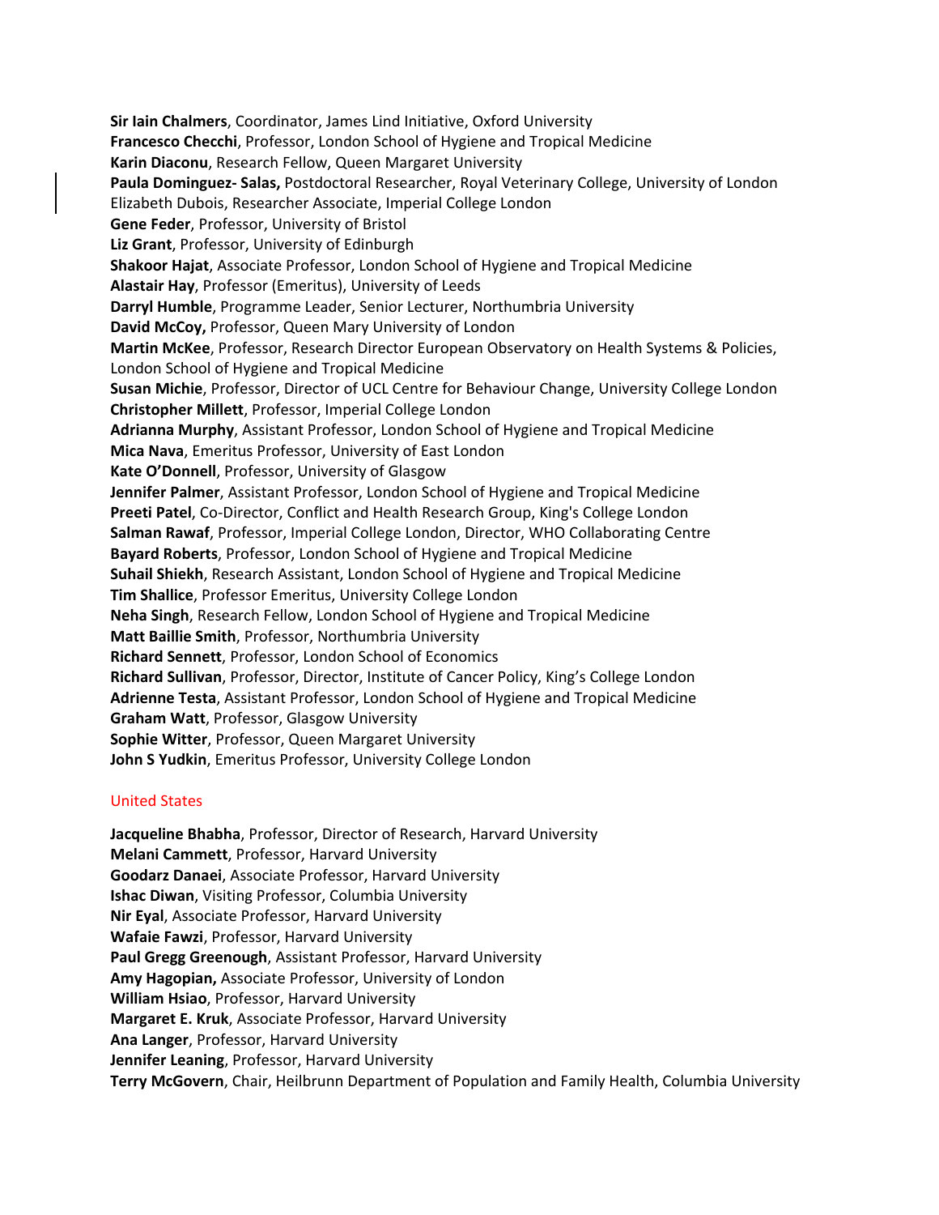**Sir Iain Chalmers**, Coordinator, James Lind Initiative, Oxford University
**Francesco Checchi**, Professor, London School of Hygiene and Tropical Medicine
**Karin Diaconu**, Research Fellow, Queen Margaret University
**Paula Dominguez- Salas,** Postdoctoral Researcher, Royal Veterinary College, University of London
Elizabeth Dubois, Researcher Associate, Imperial College London
**Gene Feder**, Professor, University of Bristol
**Liz Grant**, Professor, University of Edinburgh
**Shakoor Hajat**, Associate Professor, London School of Hygiene and Tropical Medicine
**Alastair Hay**, Professor (Emeritus), University of Leeds
**Darryl Humble**, Programme Leader, Senior Lecturer, Northumbria University
**David McCoy,** Professor, Queen Mary University of London
**Martin McKee**, Professor, Research Director European Observatory on Health Systems & Policies, London School of Hygiene and Tropical Medicine
**Susan Michie**, Professor, Director of UCL Centre for Behaviour Change, University College London
**Christopher Millett**, Professor, Imperial College London
**Adrianna Murphy**, Assistant Professor, London School of Hygiene and Tropical Medicine
**Mica Nava**, Emeritus Professor, University of East London
**Kate O'Donnell**, Professor, University of Glasgow
**Jennifer Palmer**, Assistant Professor, London School of Hygiene and Tropical Medicine
**Preeti Patel**, Co-Director, Conflict and Health Research Group, King's College London
**Salman Rawaf**, Professor, Imperial College London, Director, WHO Collaborating Centre
**Bayard Roberts**, Professor, London School of Hygiene and Tropical Medicine
**Suhail Shiekh**, Research Assistant, London School of Hygiene and Tropical Medicine
**Tim Shallice**, Professor Emeritus, University College London
**Neha Singh**, Research Fellow, London School of Hygiene and Tropical Medicine
**Matt Baillie Smith**, Professor, Northumbria University
**Richard Sennett**, Professor, London School of Economics
**Richard Sullivan**, Professor, Director, Institute of Cancer Policy, King's College London
**Adrienne Testa**, Assistant Professor, London School of Hygiene and Tropical Medicine
**Graham Watt**, Professor, Glasgow University
**Sophie Witter**, Professor, Queen Margaret University
**John S Yudkin**, Emeritus Professor, University College London

## United States

**Jacqueline Bhabha**, Professor, Director of Research, Harvard University
**Melani Cammett**, Professor, Harvard University
**Goodarz Danaei**, Associate Professor, Harvard University
**Ishac Diwan**, Visiting Professor, Columbia University
**Nir Eyal**, Associate Professor, Harvard University
**Wafaie Fawzi**, Professor, Harvard University
**Paul Gregg Greenough**, Assistant Professor, Harvard University
**Amy Hagopian,** Associate Professor, University of London
**William Hsiao**, Professor, Harvard University
**Margaret E. Kruk**, Associate Professor, Harvard University
**Ana Langer**, Professor, Harvard University
**Jennifer Leaning**, Professor, Harvard University
**Terry McGovern**, Chair, Heilbrunn Department of Population and Family Health, Columbia University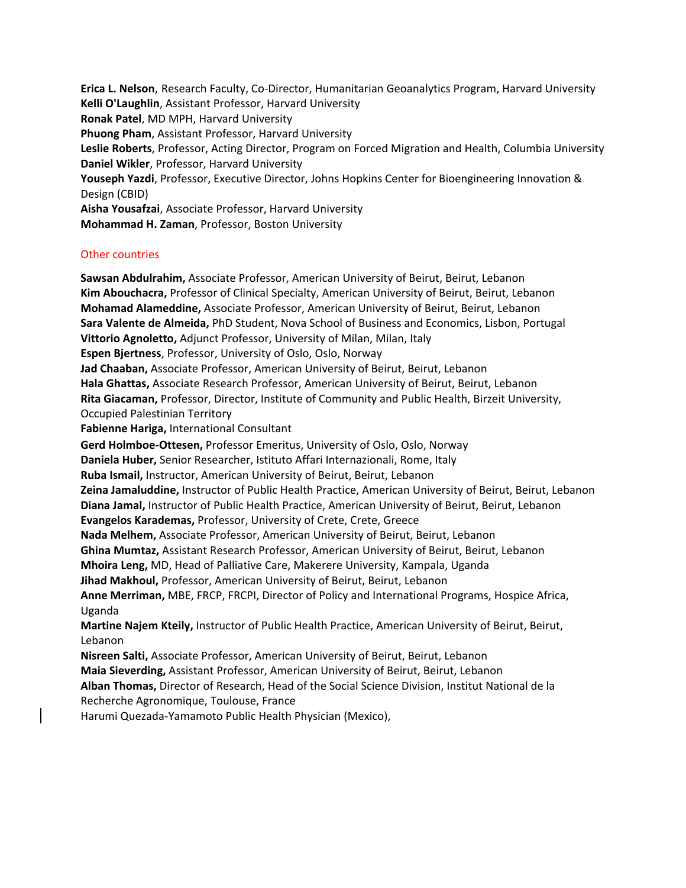**Erica L. Nelson**, Research Faculty, Co-Director, Humanitarian Geoanalytics Program, Harvard University
**Kelli O'Laughlin**, Assistant Professor, Harvard University
**Ronak Patel**, MD MPH, Harvard University
**Phuong Pham**, Assistant Professor, Harvard University
**Leslie Roberts**, Professor, Acting Director, Program on Forced Migration and Health, Columbia University
**Daniel Wikler**, Professor, Harvard University
**Youseph Yazdi**, Professor, Executive Director, Johns Hopkins Center for Bioengineering Innovation & Design (CBID)
**Aisha Yousafzai**, Associate Professor, Harvard University
**Mohammad H. Zaman**, Professor, Boston University

## Other countries

**Sawsan Abdulrahim,** Associate Professor, American University of Beirut, Beirut, Lebanon
**Kim Abouchacra,** Professor of Clinical Specialty, American University of Beirut, Beirut, Lebanon
**Mohamad Alameddine,** Associate Professor, American University of Beirut, Beirut, Lebanon
**Sara Valente de Almeida,** PhD Student, Nova School of Business and Economics, Lisbon, Portugal
**Vittorio Agnoletto,** Adjunct Professor, University of Milan, Milan, Italy
**Espen Bjertness**, Professor, University of Oslo, Oslo, Norway
**Jad Chaaban,** Associate Professor, American University of Beirut, Beirut, Lebanon
**Hala Ghattas,** Associate Research Professor, American University of Beirut, Beirut, Lebanon
**Rita Giacaman,** Professor, Director, Institute of Community and Public Health, Birzeit University, Occupied Palestinian Territory
**Fabienne Hariga,** International Consultant
**Gerd Holmboe-Ottesen,** Professor Emeritus, University of Oslo, Oslo, Norway
**Daniela Huber,** Senior Researcher, Istituto Affari Internazionali, Rome, Italy
**Ruba Ismail,** Instructor, American University of Beirut, Beirut, Lebanon
**Zeina Jamaluddine,** Instructor of Public Health Practice, American University of Beirut, Beirut, Lebanon
**Diana Jamal,** Instructor of Public Health Practice, American University of Beirut, Beirut, Lebanon
**Evangelos Karademas,** Professor, University of Crete, Crete, Greece
**Nada Melhem,** Associate Professor, American University of Beirut, Beirut, Lebanon
**Ghina Mumtaz,** Assistant Research Professor, American University of Beirut, Beirut, Lebanon
**Mhoira Leng,** MD, Head of Palliative Care, Makerere University, Kampala, Uganda
**Jihad Makhoul,** Professor, American University of Beirut, Beirut, Lebanon
**Anne Merriman,** MBE, FRCP, FRCPI, Director of Policy and International Programs, Hospice Africa, Uganda
**Martine Najem Kteily,** Instructor of Public Health Practice, American University of Beirut, Beirut, Lebanon
**Nisreen Salti,** Associate Professor, American University of Beirut, Beirut, Lebanon
**Maia Sieverding,** Assistant Professor, American University of Beirut, Beirut, Lebanon
**Alban Thomas,** Director of Research, Head of the Social Science Division, Institut National de la Recherche Agronomique, Toulouse, France
Harumi Quezada-Yamamoto Public Health Physician (Mexico),